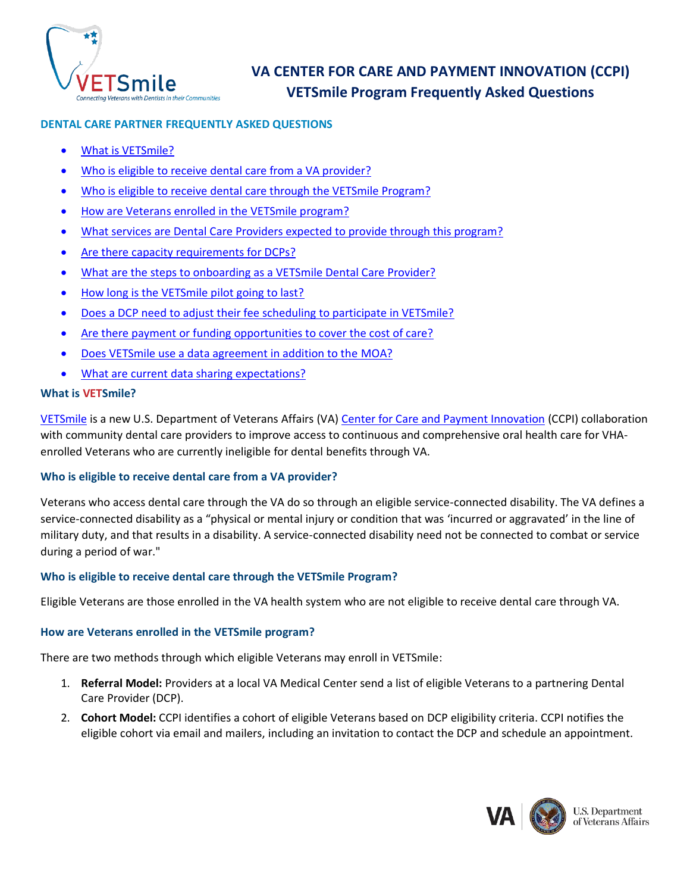# VA CENTER FOR CARE AND PAYMENT INNOVATION (CCPI)
## VETSmile Program Frequently Asked Questions

### DENTAL CARE PARTNER FREQUENTLY ASKED QUESTIONS

- What is VETSmile?
- Who is eligible to receive dental care from a VA provider?
- Who is eligible to receive dental care through the VETSmile Program?
- How are Veterans enrolled in the VETSmile program?
- What services are Dental Care Providers expected to provide through this program?
- Are there capacity requirements for DCPs?
- What are the steps to onboarding as a VETSmile Dental Care Provider?
- How long is the VETSmile pilot going to last?
- Does a DCP need to adjust their fee scheduling to participate in VETSmile?
- Are there payment or funding opportunities to cover the cost of care?
- Does VETSmile use a data agreement in addition to the MOA?
- What are current data sharing expectations?

### What is VETSmile?

VETSmile is a new U.S. Department of Veterans Affairs (VA) Center for Care and Payment Innovation (CCPI) collaboration with community dental care providers to improve access to continuous and comprehensive oral health care for VHA-enrolled Veterans who are currently ineligible for dental benefits through VA.

### Who is eligible to receive dental care from a VA provider?

Veterans who access dental care through the VA do so through an eligible service-connected disability. The VA defines a service-connected disability as a "physical or mental injury or condition that was 'incurred or aggravated' in the line of military duty, and that results in a disability. A service-connected disability need not be connected to combat or service during a period of war."

### Who is eligible to receive dental care through the VETSmile Program?

Eligible Veterans are those enrolled in the VA health system who are not eligible to receive dental care through VA.

### How are Veterans enrolled in the VETSmile program?

There are two methods through which eligible Veterans may enroll in VETSmile:

1. **Referral Model:** Providers at a local VA Medical Center send a list of eligible Veterans to a partnering Dental Care Provider (DCP).
2. **Cohort Model:** CCPI identifies a cohort of eligible Veterans based on DCP eligibility criteria. CCPI notifies the eligible cohort via email and mailers, including an invitation to contact the DCP and schedule an appointment.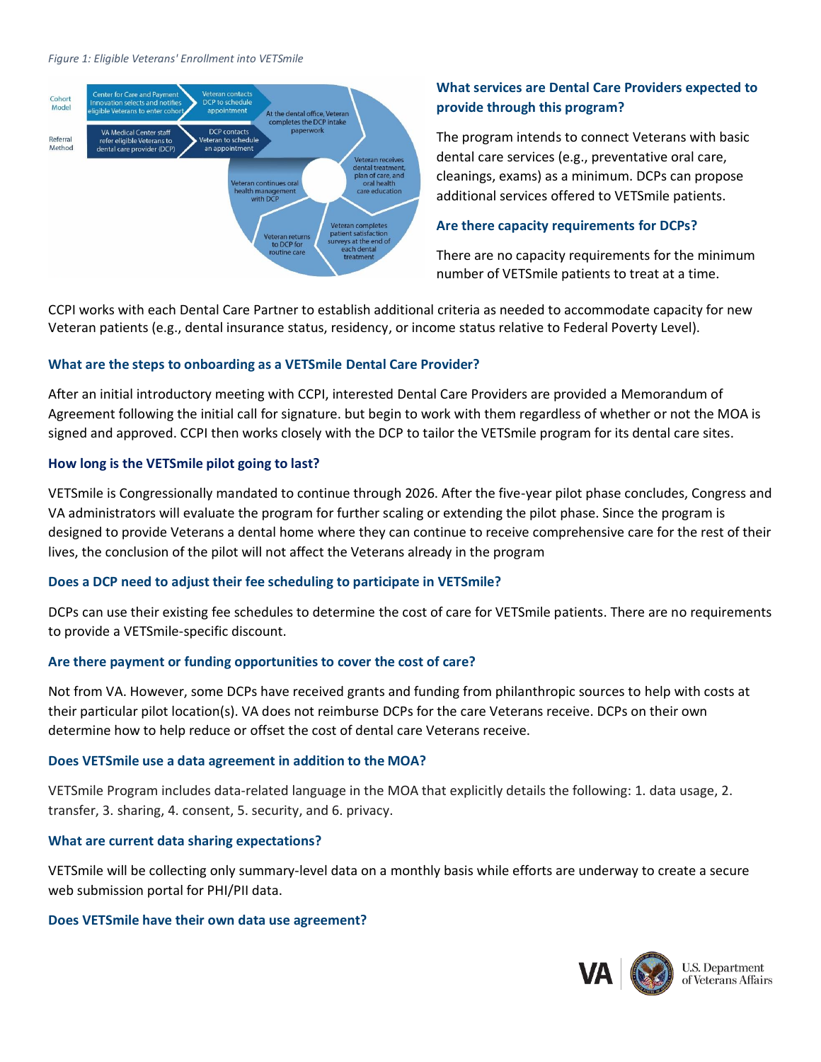*Figure 1: Eligible Veterans' Enrollment into VETSmile*

Cohort Model

Center for Care and Payment Innovation selects and notifies eligible Veterans to enter cohort

Veteran contacts DCP to schedule appointment

Referral Method

VA Medical Center staff refer eligible Veterans to dental care provider (DCP)

DCP contacts Veteran to schedule an appointment

At the dental office, Veteran completes the DCP intake paperwork

Veteran receives dental treatment, plan of care, and oral health care education

Veteran completes patient satisfaction surveys at the end of each dental treatment

Veteran returns to DCP for routine care

Veteran continues oral health management with DCP

### What services are Dental Care Providers expected to provide through this program?

The program intends to connect Veterans with basic dental care services (e.g., preventative oral care, cleanings, exams) as a minimum. DCPs can propose additional services offered to VETSmile patients.

### Are there capacity requirements for DCPs?

There are no capacity requirements for the minimum number of VETSmile patients to treat at a time.

CCPI works with each Dental Care Partner to establish additional criteria as needed to accommodate capacity for new Veteran patients (e.g., dental insurance status, residency, or income status relative to Federal Poverty Level).

### What are the steps to onboarding as a VETSmile Dental Care Provider?

After an initial introductory meeting with CCPI, interested Dental Care Providers are provided a Memorandum of Agreement following the initial call for signature. but begin to work with them regardless of whether or not the MOA is signed and approved. CCPI then works closely with the DCP to tailor the VETSmile program for its dental care sites.

### How long is the VETSmile pilot going to last?

VETSmile is Congressionally mandated to continue through 2026. After the five-year pilot phase concludes, Congress and VA administrators will evaluate the program for further scaling or extending the pilot phase. Since the program is designed to provide Veterans a dental home where they can continue to receive comprehensive care for the rest of their lives, the conclusion of the pilot will not affect the Veterans already in the program

### Does a DCP need to adjust their fee scheduling to participate in VETSmile?

DCPs can use their existing fee schedules to determine the cost of care for VETSmile patients. There are no requirements to provide a VETSmile-specific discount.

### Are there payment or funding opportunities to cover the cost of care?

Not from VA. However, some DCPs have received grants and funding from philanthropic sources to help with costs at their particular pilot location(s). VA does not reimburse DCPs for the care Veterans receive. DCPs on their own determine how to help reduce or offset the cost of dental care Veterans receive.

### Does VETSmile use a data agreement in addition to the MOA?

VETSmile Program includes data-related language in the MOA that explicitly details the following: 1. data usage, 2. transfer, 3. sharing, 4. consent, 5. security, and 6. privacy.

### What are current data sharing expectations?

VETSmile will be collecting only summary-level data on a monthly basis while efforts are underway to create a secure web submission portal for PHI/PII data.

### Does VETSmile have their own data use agreement?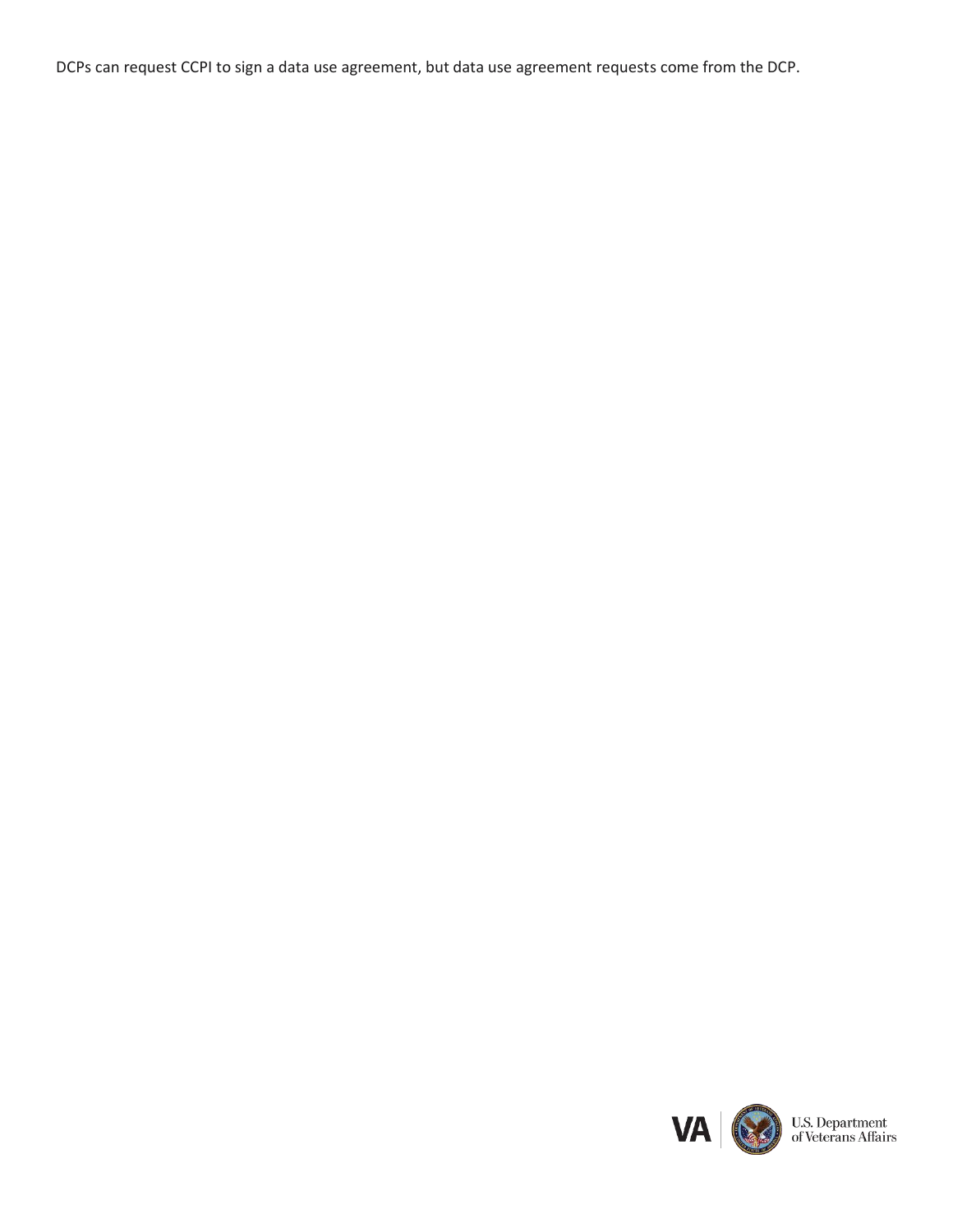DCPs can request CCPI to sign a data use agreement, but data use agreement requests come from the DCP.